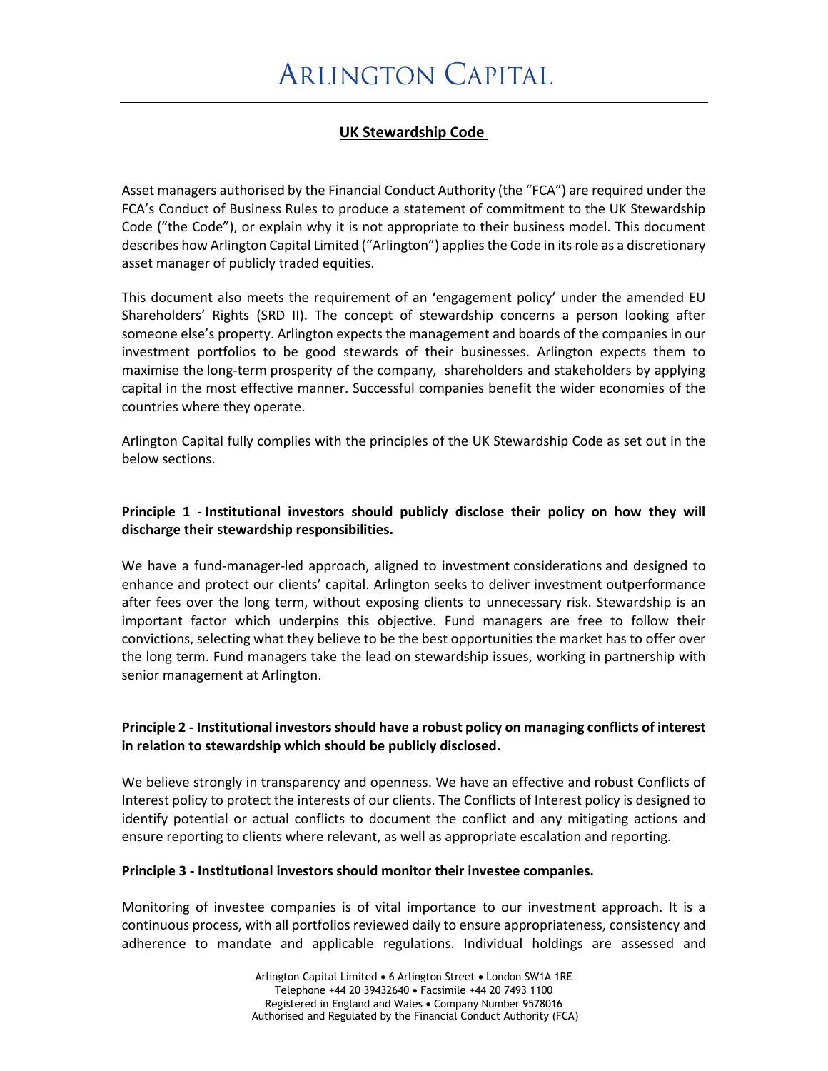# ARLINGTON CAPITAL

## UK Stewardship Code

Asset managers authorised by the Financial Conduct Authority (the "FCA") are required under the FCA's Conduct of Business Rules to produce a statement of commitment to the UK Stewardship Code ("the Code"), or explain why it is not appropriate to their business model. This document describes how Arlington Capital Limited ("Arlington") applies the Code in its role as a discretionary asset manager of publicly traded equities.

This document also meets the requirement of an 'engagement policy' under the amended EU Shareholders' Rights (SRD II). The concept of stewardship concerns a person looking after someone else's property. Arlington expects the management and boards of the companies in our investment portfolios to be good stewards of their businesses. Arlington expects them to maximise the long-term prosperity of the company, shareholders and stakeholders by applying capital in the most effective manner. Successful companies benefit the wider economies of the countries where they operate.

Arlington Capital fully complies with the principles of the UK Stewardship Code as set out in the below sections.

### Principle 1 - Institutional investors should publicly disclose their policy on how they will discharge their stewardship responsibilities.

We have a fund-manager-led approach, aligned to investment considerations and designed to enhance and protect our clients' capital. Arlington seeks to deliver investment outperformance after fees over the long term, without exposing clients to unnecessary risk. Stewardship is an important factor which underpins this objective. Fund managers are free to follow their convictions, selecting what they believe to be the best opportunities the market has to offer over the long term. Fund managers take the lead on stewardship issues, working in partnership with senior management at Arlington.

### Principle 2 - Institutional investors should have a robust policy on managing conflicts of interest in relation to stewardship which should be publicly disclosed.

We believe strongly in transparency and openness. We have an effective and robust Conflicts of Interest policy to protect the interests of our clients. The Conflicts of Interest policy is designed to identify potential or actual conflicts to document the conflict and any mitigating actions and ensure reporting to clients where relevant, as well as appropriate escalation and reporting.

### Principle 3 - Institutional investors should monitor their investee companies.

Monitoring of investee companies is of vital importance to our investment approach. It is a continuous process, with all portfolios reviewed daily to ensure appropriateness, consistency and adherence to mandate and applicable regulations. Individual holdings are assessed and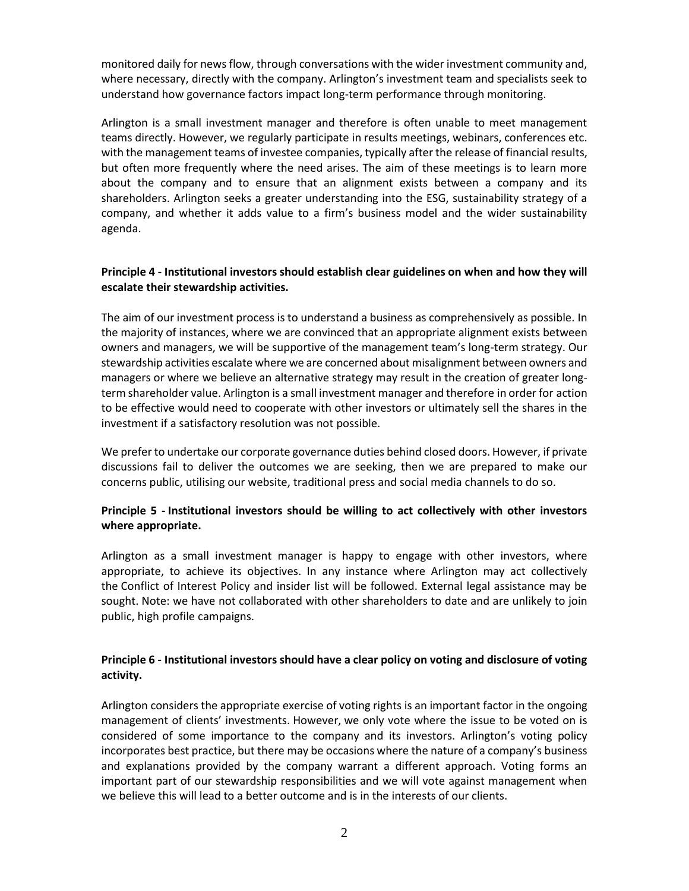monitored daily for news flow, through conversations with the wider investment community and, where necessary, directly with the company. Arlington's investment team and specialists seek to understand how governance factors impact long-term performance through monitoring.

Arlington is a small investment manager and therefore is often unable to meet management teams directly. However, we regularly participate in results meetings, webinars, conferences etc. with the management teams of investee companies, typically after the release of financial results, but often more frequently where the need arises. The aim of these meetings is to learn more about the company and to ensure that an alignment exists between a company and its shareholders. Arlington seeks a greater understanding into the ESG, sustainability strategy of a company, and whether it adds value to a firm's business model and the wider sustainability agenda.

**Principle 4 - Institutional investors should establish clear guidelines on when and how they will escalate their stewardship activities.**

The aim of our investment process is to understand a business as comprehensively as possible. In the majority of instances, where we are convinced that an appropriate alignment exists between owners and managers, we will be supportive of the management team's long-term strategy. Our stewardship activities escalate where we are concerned about misalignment between owners and managers or where we believe an alternative strategy may result in the creation of greater long-term shareholder value. Arlington is a small investment manager and therefore in order for action to be effective would need to cooperate with other investors or ultimately sell the shares in the investment if a satisfactory resolution was not possible.

We prefer to undertake our corporate governance duties behind closed doors. However, if private discussions fail to deliver the outcomes we are seeking, then we are prepared to make our concerns public, utilising our website, traditional press and social media channels to do so.

**Principle 5 - Institutional investors should be willing to act collectively with other investors where appropriate.**

Arlington as a small investment manager is happy to engage with other investors, where appropriate, to achieve its objectives. In any instance where Arlington may act collectively the Conflict of Interest Policy and insider list will be followed. External legal assistance may be sought. Note: we have not collaborated with other shareholders to date and are unlikely to join public, high profile campaigns.

**Principle 6 - Institutional investors should have a clear policy on voting and disclosure of voting activity.**

Arlington considers the appropriate exercise of voting rights is an important factor in the ongoing management of clients' investments. However, we only vote where the issue to be voted on is considered of some importance to the company and its investors. Arlington's voting policy incorporates best practice, but there may be occasions where the nature of a company's business and explanations provided by the company warrant a different approach. Voting forms an important part of our stewardship responsibilities and we will vote against management when we believe this will lead to a better outcome and is in the interests of our clients.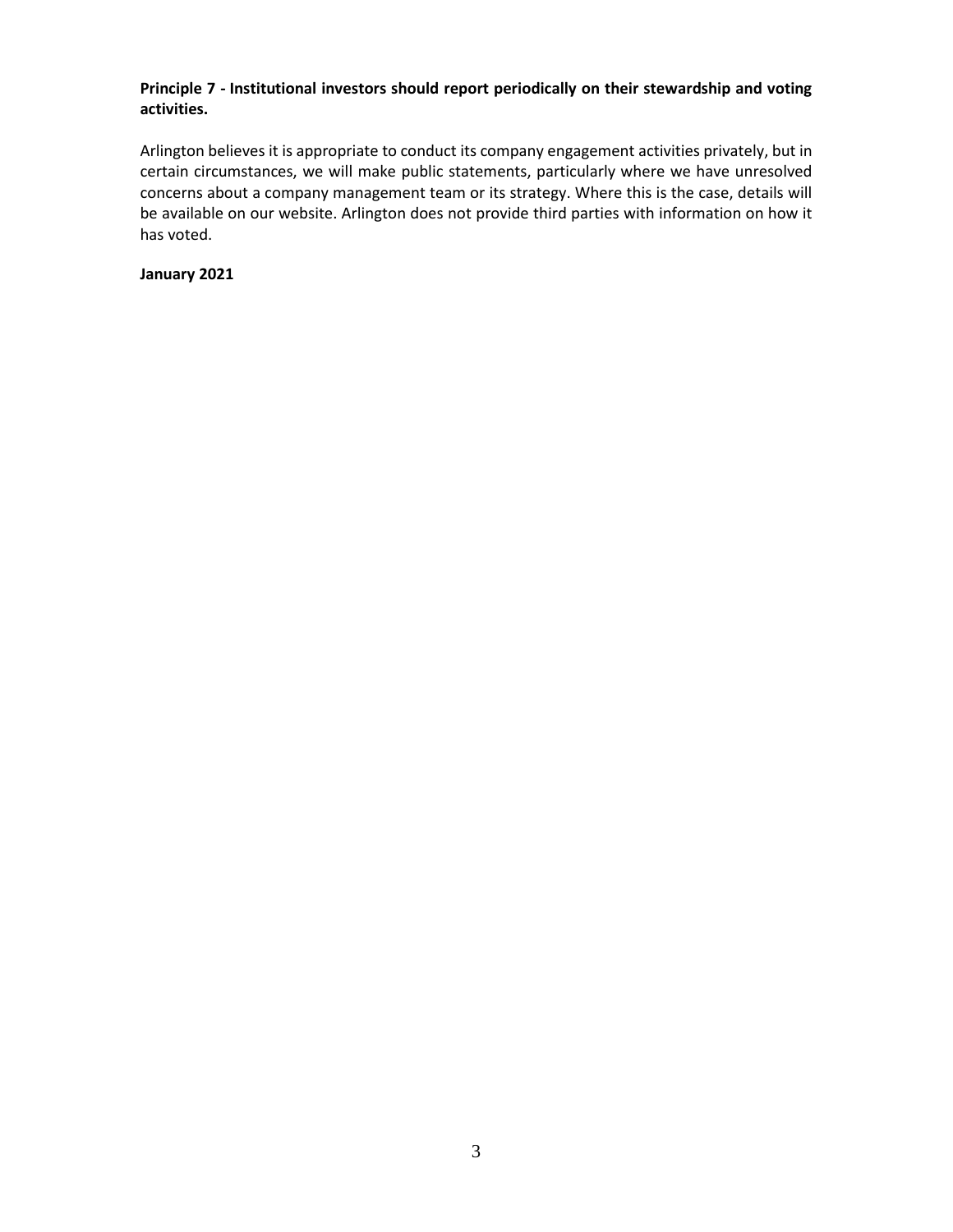**Principle 7 - Institutional investors should report periodically on their stewardship and voting activities.**

Arlington believes it is appropriate to conduct its company engagement activities privately, but in certain circumstances, we will make public statements, particularly where we have unresolved concerns about a company management team or its strategy. Where this is the case, details will be available on our website. Arlington does not provide third parties with information on how it has voted.

**January 2021**